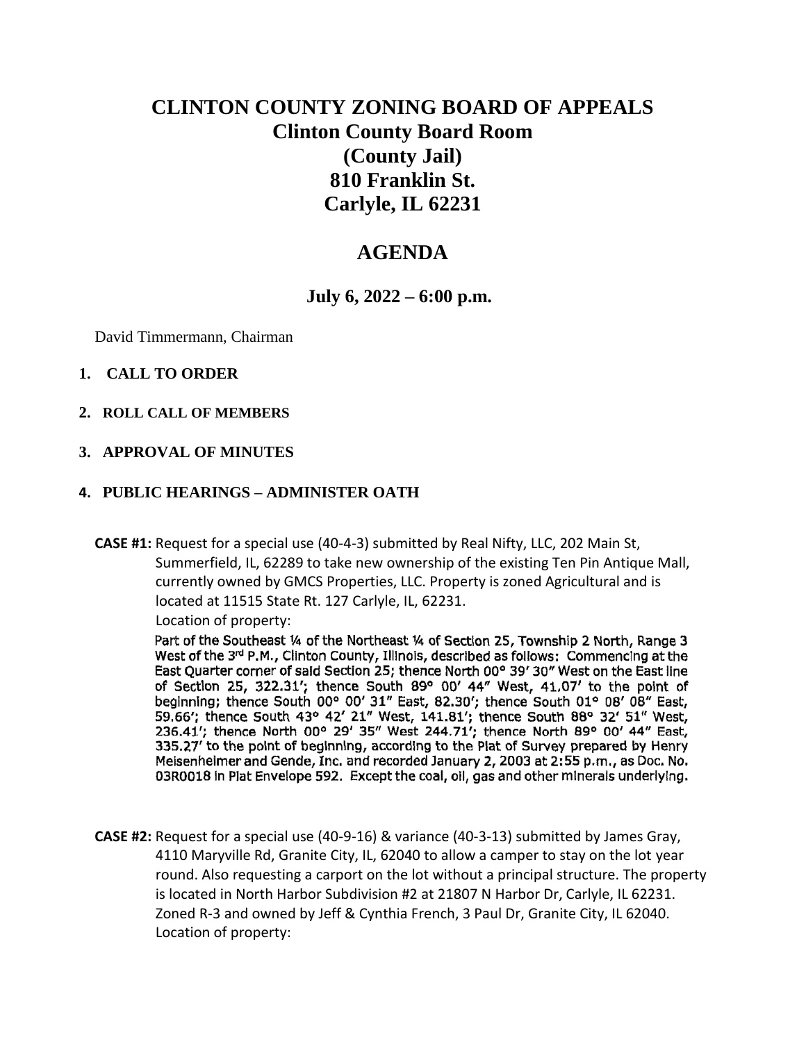# CLINTON COUNTY ZONING BOARD OF APPEALS

## Clinton County Board Room
## (County Jail)
## 810 Franklin St.
## Carlyle, IL 62231

## AGENDA

### July 6, 2022 – 6:00 p.m.

David Timmermann, Chairman

1. **CALL TO ORDER**
2. **ROLL CALL OF MEMBERS**
3. **APPROVAL OF MINUTES**
4. **PUBLIC HEARINGS – ADMINISTER OATH**

**CASE #1:** Request for a special use (40-4-3) submitted by Real Nifty, LLC, 202 Main St, Summerfield, IL, 62289 to take new ownership of the existing Ten Pin Antique Mall, currently owned by GMCS Properties, LLC. Property is zoned Agricultural and is located at 11515 State Rt. 127 Carlyle, IL, 62231.

Location of property:

Part of the Southeast ¼ of the Northeast ¼ of Section 25, Township 2 North, Range 3 West of the 3rd P.M., Clinton County, Illinois, described as follows: Commencing at the East Quarter corner of said Section 25; thence North 00° 39′ 30″ West on the East line of Section 25, 322.31′; thence South 89° 00′ 44″ West, 41.07′ to the point of beginning; thence South 00° 00′ 31″ East, 82.30′; thence South 01° 08′ 08″ East, 59.66′; thence South 43° 42′ 21″ West, 141.81′; thence South 88° 32′ 51″ West, 236.41′; thence North 00° 29′ 35″ West 244.71′; thence North 89° 00′ 44″ East, 335.27′ to the point of beginning, according to the Plat of Survey prepared by Henry Meisenheimer and Gende, Inc. and recorded January 2, 2003 at 2:55 p.m., as Doc. No. 03R0018 in Plat Envelope 592. Except the coal, oil, gas and other minerals underlying.

**CASE #2:** Request for a special use (40-9-16) & variance (40-3-13) submitted by James Gray, 4110 Maryville Rd, Granite City, IL, 62040 to allow a camper to stay on the lot year round. Also requesting a carport on the lot without a principal structure. The property is located in North Harbor Subdivision #2 at 21807 N Harbor Dr, Carlyle, IL 62231. Zoned R-3 and owned by Jeff & Cynthia French, 3 Paul Dr, Granite City, IL 62040.

Location of property: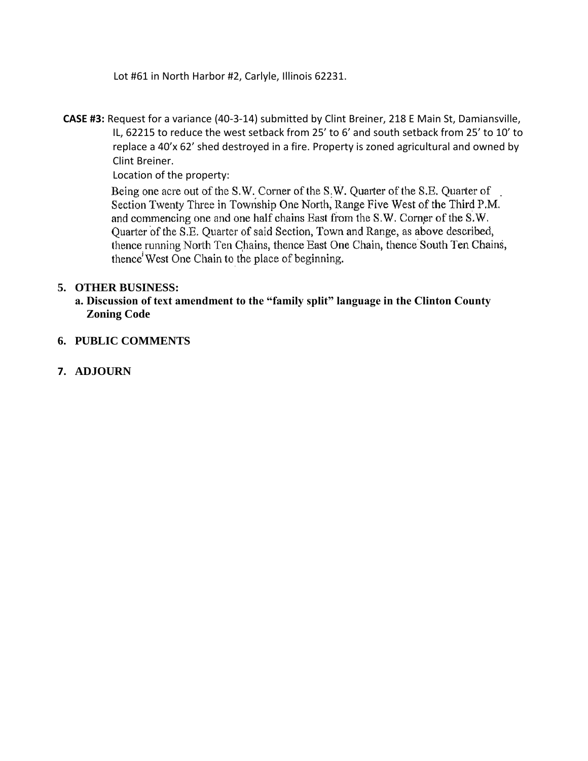Lot #61 in North Harbor #2, Carlyle, Illinois 62231.

**CASE #3:** Request for a variance (40-3-14) submitted by Clint Breiner, 218 E Main St, Damiansville, IL, 62215 to reduce the west setback from 25' to 6' and south setback from 25' to 10' to replace a 40'x 62' shed destroyed in a fire. Property is zoned agricultural and owned by Clint Breiner.

Location of the property:

Being one acre out of the S.W. Corner of the S.W. Quarter of the S.E. Quarter of Section Twenty Three in Township One North, Range Five West of the Third P.M. and commencing one and one half chains East from the S.W. Corner of the S.W. Quarter of the S.E. Quarter of said Section, Town and Range, as above described, thence running North Ten Chains, thence East One Chain, thence South Ten Chains, thence West One Chain to the place of beginning.

**5. OTHER BUSINESS:**

**a. Discussion of text amendment to the "family split" language in the Clinton County Zoning Code**

**6. PUBLIC COMMENTS**

**7. ADJOURN**